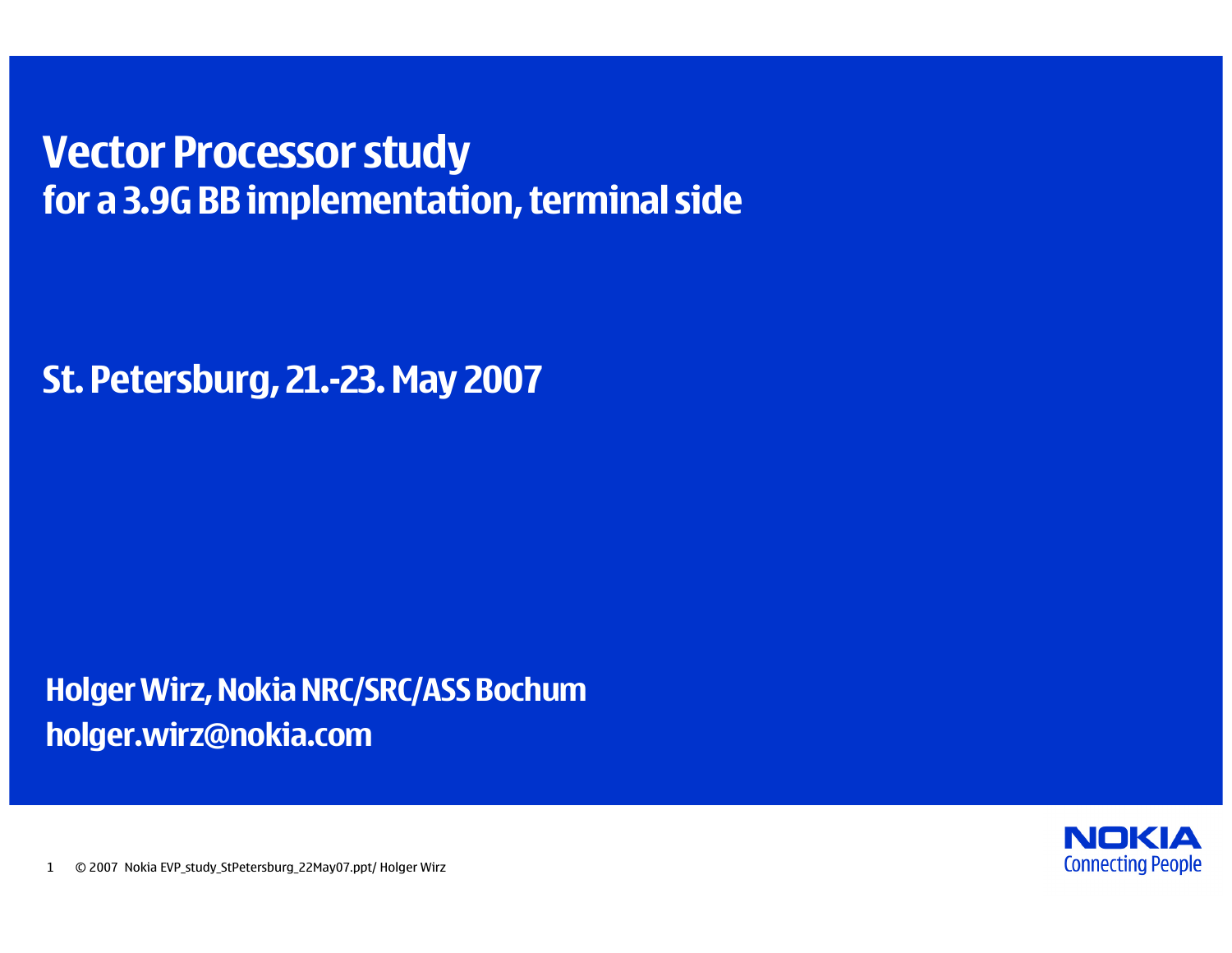# Vector Processor study

## for a 3.9G BB implementation, terminal side

**St. Petersburg, 21.-23. May 2007**

**Holger Wirz, Nokia NRC/SRC/ASS Bochum**
**holger.wirz@nokia.com**

© 2007 Nokia EVP_study_StPetersburg_22May07.ppt/ Holger Wirz

NOKIA
Connecting People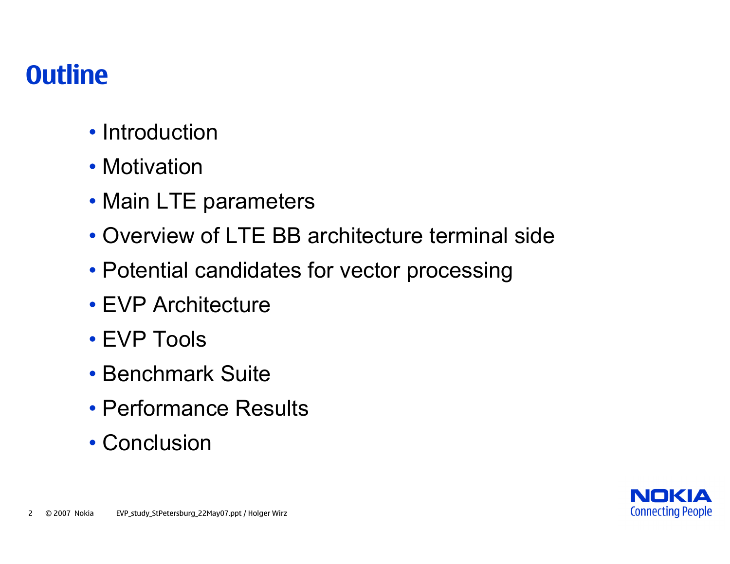# Outline

- Introduction
- Motivation
- Main LTE parameters
- Overview of LTE BB architecture terminal side
- Potential candidates for vector processing
- EVP Architecture
- EVP Tools
- Benchmark Suite
- Performance Results
- Conclusion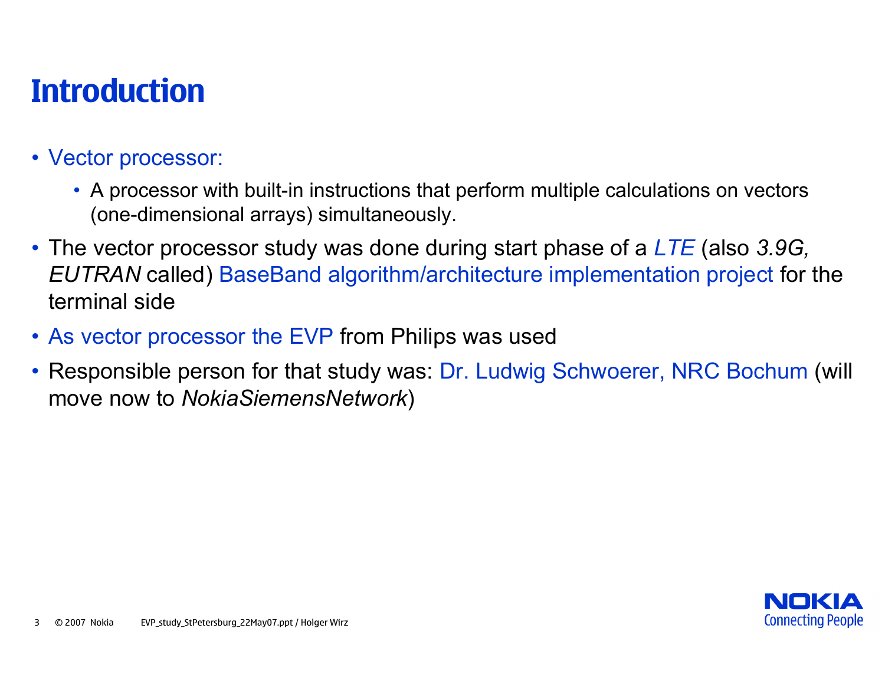# Introduction

- Vector processor:
  - A processor with built-in instructions that perform multiple calculations on vectors (one-dimensional arrays) simultaneously.
- The vector processor study was done during start phase of a *LTE* (also *3.9G, EUTRAN* called) BaseBand algorithm/architecture implementation project for the terminal side
- As vector processor the EVP from Philips was used
- Responsible person for that study was: Dr. Ludwig Schwoerer, NRC Bochum (will move now to *NokiaSiemensNetwork*)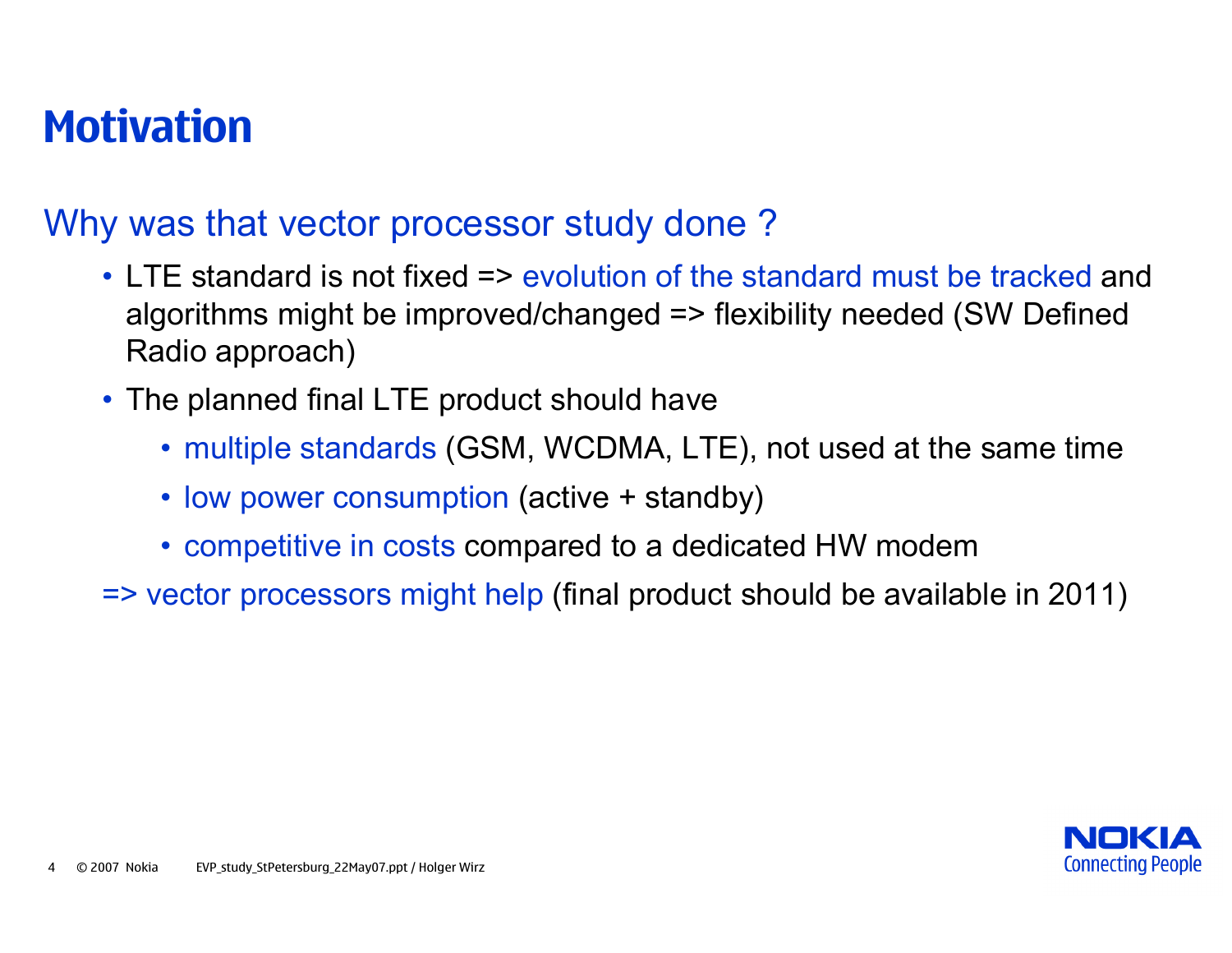# Motivation

## Why was that vector processor study done ?

- LTE standard is not fixed => evolution of the standard must be tracked and algorithms might be improved/changed => flexibility needed (SW Defined Radio approach)
- The planned final LTE product should have
  - multiple standards (GSM, WCDMA, LTE), not used at the same time
  - low power consumption (active + standby)
  - competitive in costs compared to a dedicated HW modem

=> vector processors might help (final product should be available in 2011)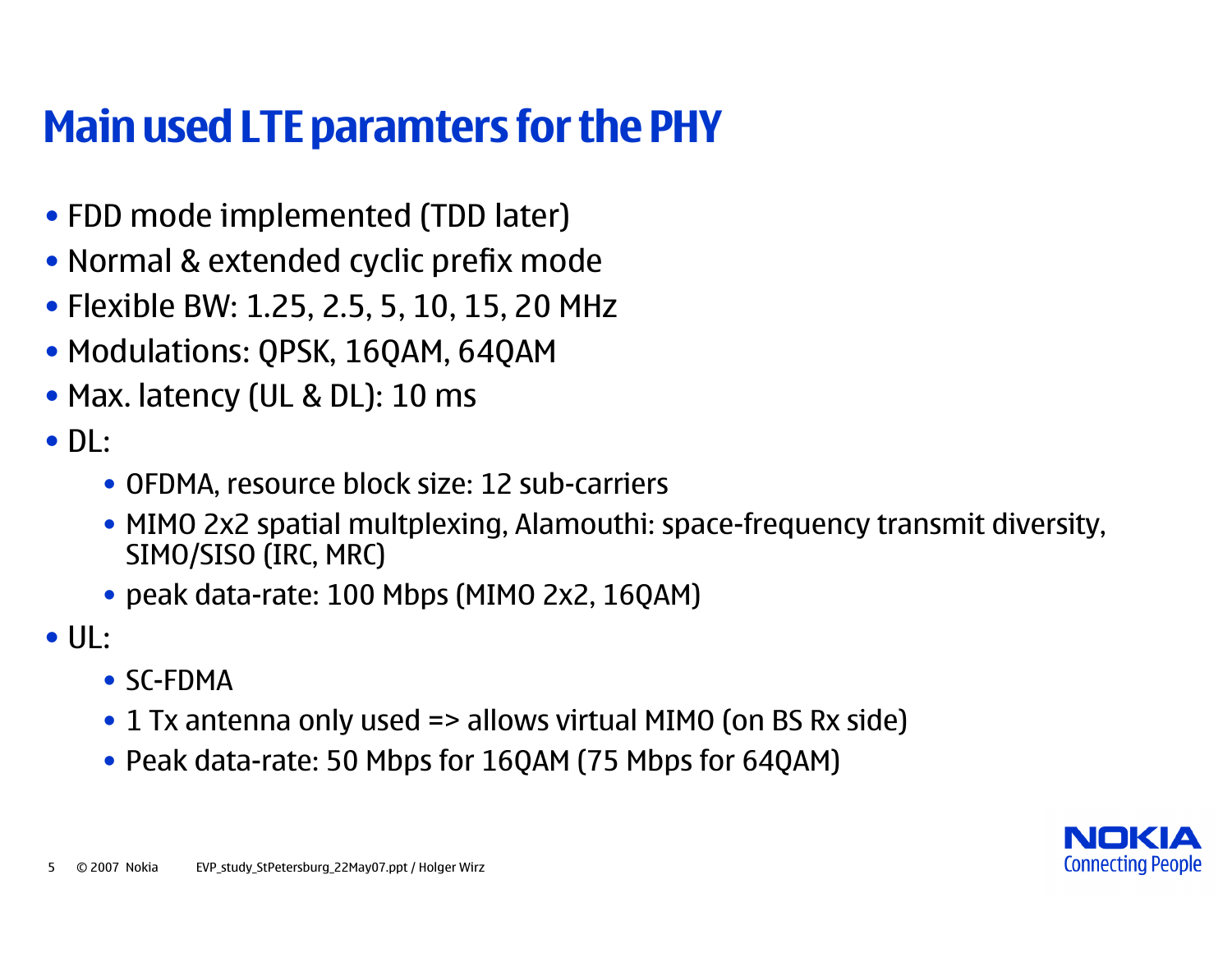# Main used LTE paramters for the PHY

- FDD mode implemented (TDD later)
- Normal & extended cyclic prefix mode
- Flexible BW: 1.25, 2.5, 5, 10, 15, 20 MHz
- Modulations: QPSK, 16QAM, 64QAM
- Max. latency (UL & DL): 10 ms
- DL:
  - OFDMA, resource block size: 12 sub-carriers
  - MIMO 2x2 spatial multplexing, Alamouthi: space-frequency transmit diversity, SIMO/SISO (IRC, MRC)
  - peak data-rate: 100 Mbps (MIMO 2x2, 16QAM)
- UL:
  - SC-FDMA
  - 1 Tx antenna only used => allows virtual MIMO (on BS Rx side)
  - Peak data-rate: 50 Mbps for 16QAM (75 Mbps for 64QAM)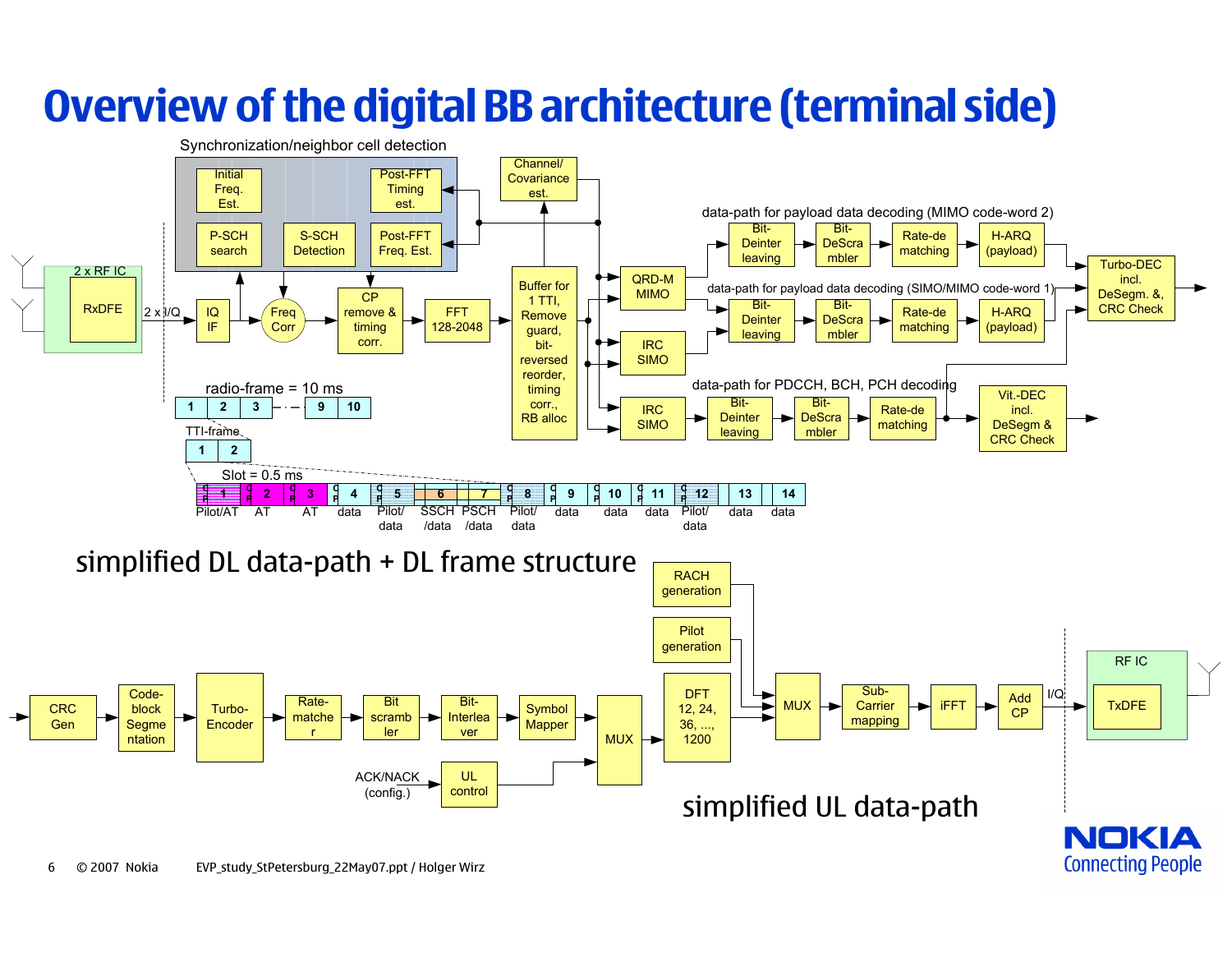# Overview of the digital BB architecture (terminal side)

Synchronization/neighbor cell detection

Initial Freq. Est. | Post-FFT Timing est. | P-SCH search | S-SCH Detection | Post-FFT Freq. Est.

Channel/ Covariance est.

2 x RF IC — RxDFE → 2 x I/Q → IQ IF → Freq Corr → CP remove & timing corr. → FFT 128-2048 → Buffer for 1 TTI, Remove guard, bit-reversed reorder, timing corr., RB alloc

data-path for payload data decoding (MIMO code-word 2)

QRD-M MIMO → Bit-Deinterleaving → Bit-DeScrambler → Rate-de matching → H-ARQ (payload)

data-path for payload data decoding (SIMO/MIMO code-word 1)

IRC SIMO → Bit-Deinterleaving → Bit-DeScrambler → Rate-de matching → H-ARQ (payload) → Turbo-DEC incl. DeSegm. &, CRC Check

data-path for PDCCH, BCH, PCH decoding

IRC SIMO → Bit-Deinterleaving → Bit-DeScrambler → Rate-de matching → Vit.-DEC incl. DeSegm & CRC Check

radio-frame = 10 ms: 1 | 2 | 3 | ... | 9 | 10

TTI-frame: 1 | 2

Slot = 0.5 ms

| 1 | 2 | 3 | 4 | 5 | 6 | 7 | 8 | 9 | 10 | 11 | 12 | 13 | 14 |
|---|---|---|---|---|---|---|---|---|---|---|---|---|---|
| Pilot/AT | AT | AT | data | Pilot/ data | SSCH /data | PSCH /data | Pilot/ data | data | data | data | Pilot/ data | data | data |

simplified DL data-path + DL frame structure

CRC Gen → Code-block Segmentation → Turbo-Encoder → Rate-matcher → Bit scrambler → Bit-Interleaver → Symbol Mapper → MUX

ACK/NACK (config.) → UL control → MUX

MUX → DFT 12, 24, 36, ..., 1200 → MUX (with RACH generation, Pilot generation) → Sub-Carrier mapping → iFFT → Add CP → I/Q → RF IC — TxDFE

simplified UL data-path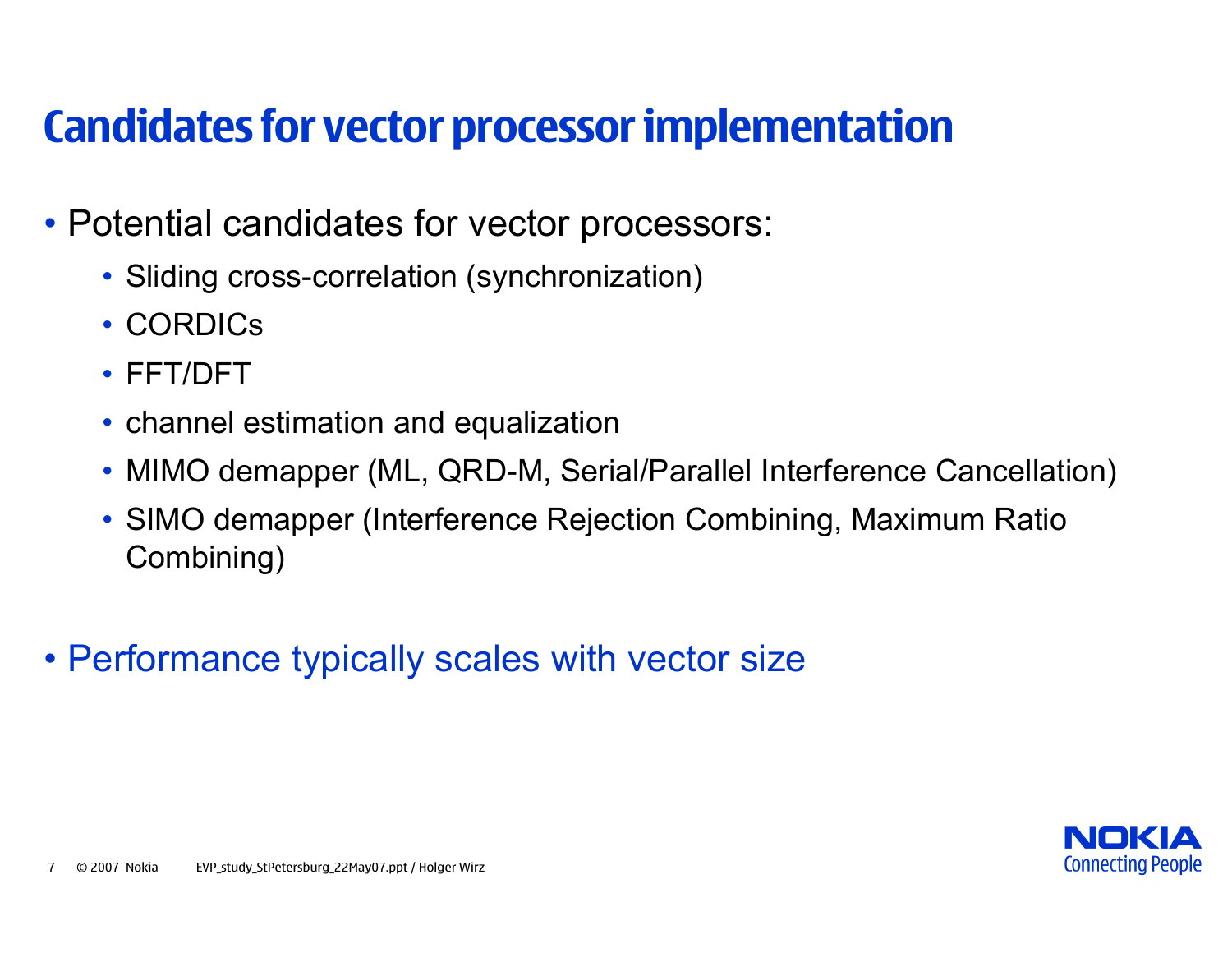# Candidates for vector processor implementation

- Potential candidates for vector processors:
  - Sliding cross-correlation (synchronization)
  - CORDICs
  - FFT/DFT
  - channel estimation and equalization
  - MIMO demapper (ML, QRD-M, Serial/Parallel Interference Cancellation)
  - SIMO demapper (Interference Rejection Combining, Maximum Ratio Combining)
- Performance typically scales with vector size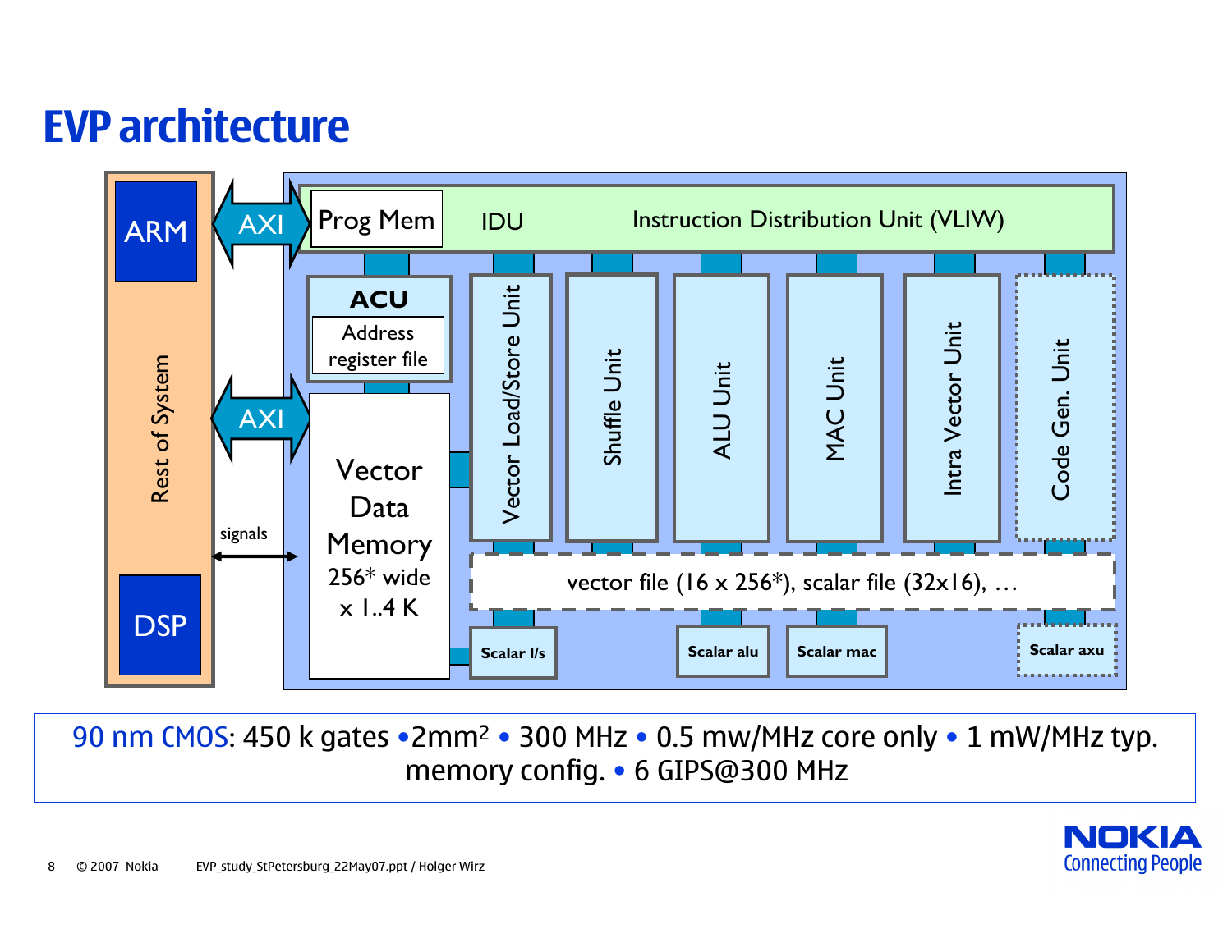# EVP architecture

Rest of System

ARM

DSP

AXI

AXI

signals

Prog Mem

IDU

Instruction Distribution Unit (VLIW)

**ACU**

Address register file

Vector Data Memory 256* wide x 1..4 K

Vector Load/Store Unit

Shuffle Unit

ALU Unit

MAC Unit

Intra Vector Unit

Code Gen. Unit

vector file (16 x 256*), scalar file (32x16), …

**Scalar l/s**

**Scalar alu**

**Scalar mac**

**Scalar axu**

90 nm CMOS: 450 k gates • 2mm² • 300 MHz • 0.5 mw/MHz core only • 1 mW/MHz typ. memory config. • 6 GIPS@300 MHz

© 2007 Nokia EVP_study_StPetersburg_22May07.ppt / Holger Wirz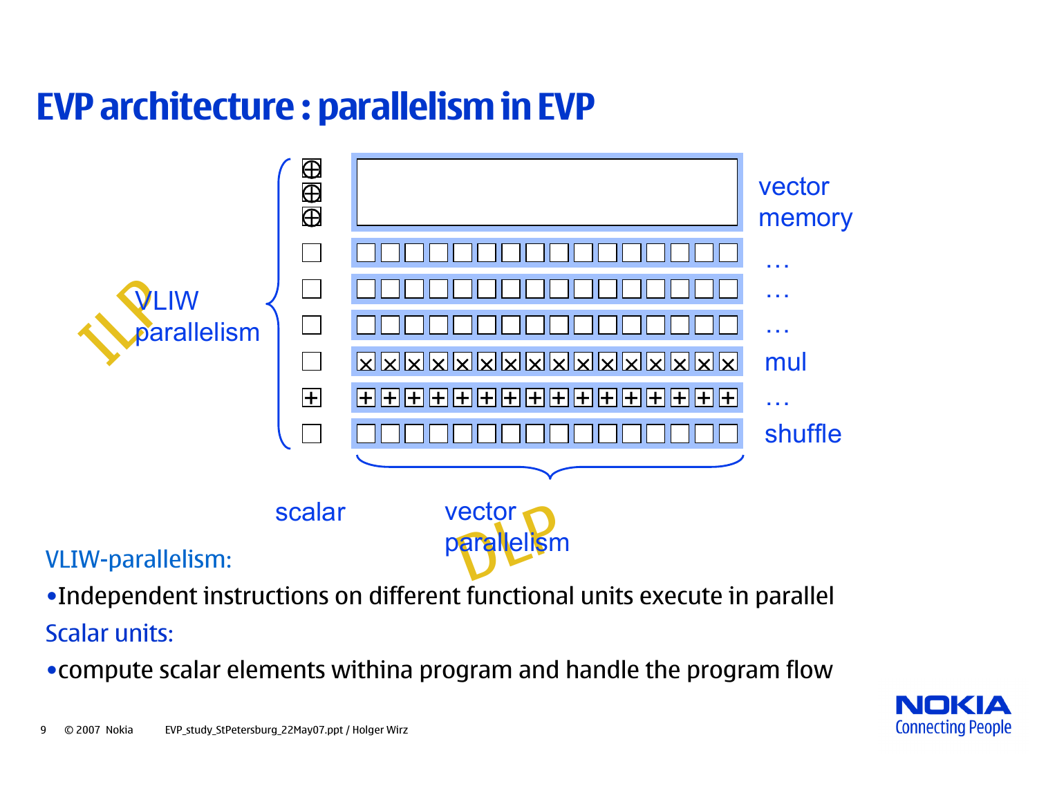# EVP architecture : parallelism in EVP

VLIW parallelism

ILP

vector memory

…

…

…

mul

…

shuffle

scalar

vector parallelism

DLP

VLIW-parallelism:

- Independent instructions on different functional units execute in parallel

Scalar units:

- compute scalar elements withina program and handle the program flow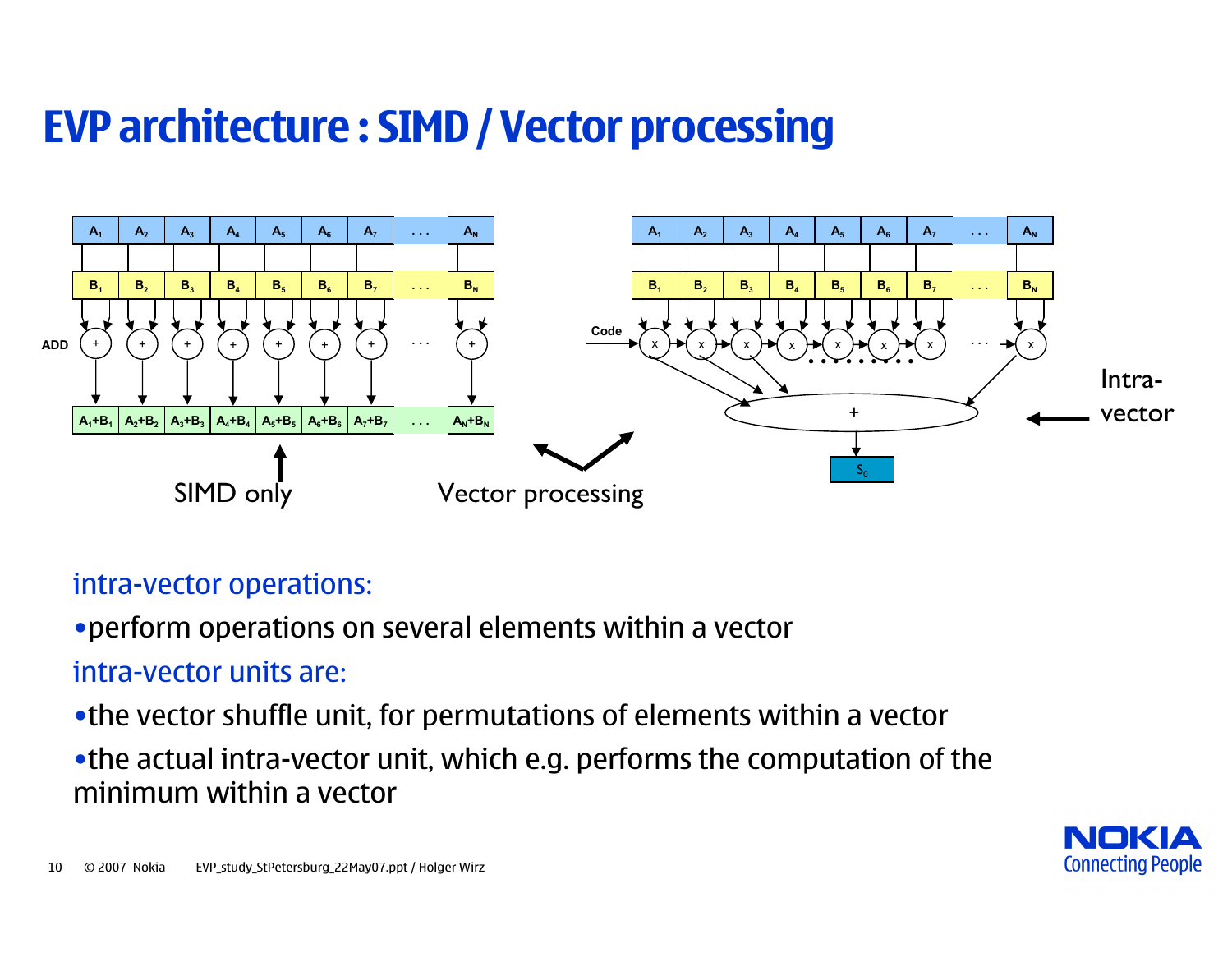# EVP architecture : SIMD / Vector processing

intra-vector operations:

- perform operations on several elements within a vector

intra-vector units are:

- the vector shuffle unit, for permutations of elements within a vector
- the actual intra-vector unit, which e.g. performs the computation of the minimum within a vector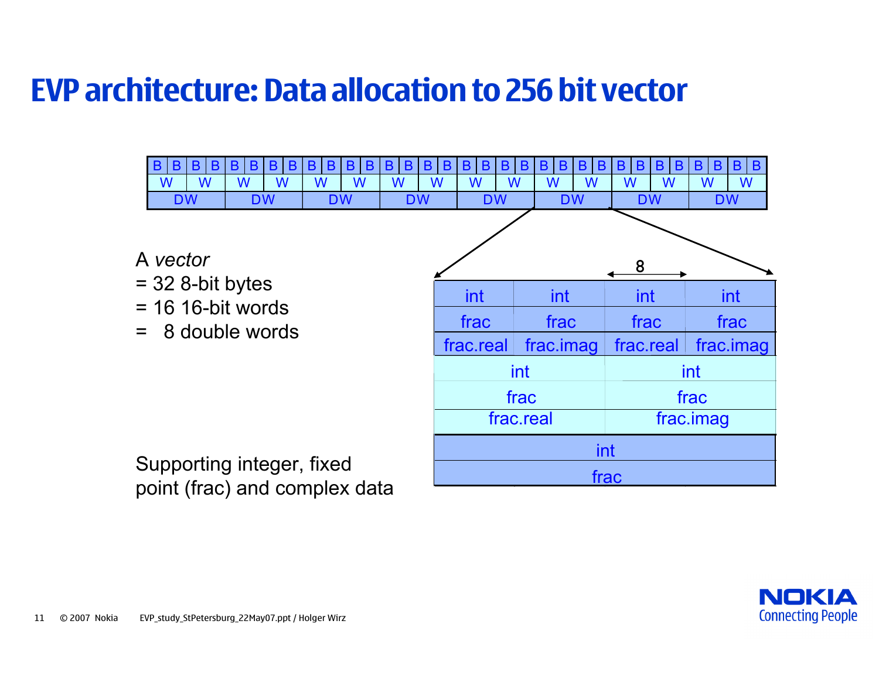# EVP architecture: Data allocation to 256 bit vector

| B | B | B | B | B | B | B | B | B | B | B | B | B | B | B | B | B | B | B | B | B | B | B | B | B | B | B | B | B | B | B | B |
|---|---|---|---|---|---|---|---|---|---|---|---|---|---|---|---|---|---|---|---|---|---|---|---|---|---|---|---|---|---|---|---|
| W | | W | | W | | W | | W | | W | | W | | W | | W | | W | | W | | W | | W | | W | | W | | W | |
| DW | | | | DW | | | | DW | | | | DW | | | | DW | | | | DW | | | | DW | | | | DW | | | |

Expansion of one DW (each byte = 8 bits):

| int | int | int | int |
|---|---|---|---|
| frac | frac | frac | frac |
| frac.real | frac.imag | frac.real | frac.imag |
| int | | int | |
| frac | | frac | |
| frac.real | | frac.imag | |
| int | | | |
| frac | | | |

A *vector*
= 32 8-bit bytes
= 16 16-bit words
= 8 double words

Supporting integer, fixed point (frac) and complex data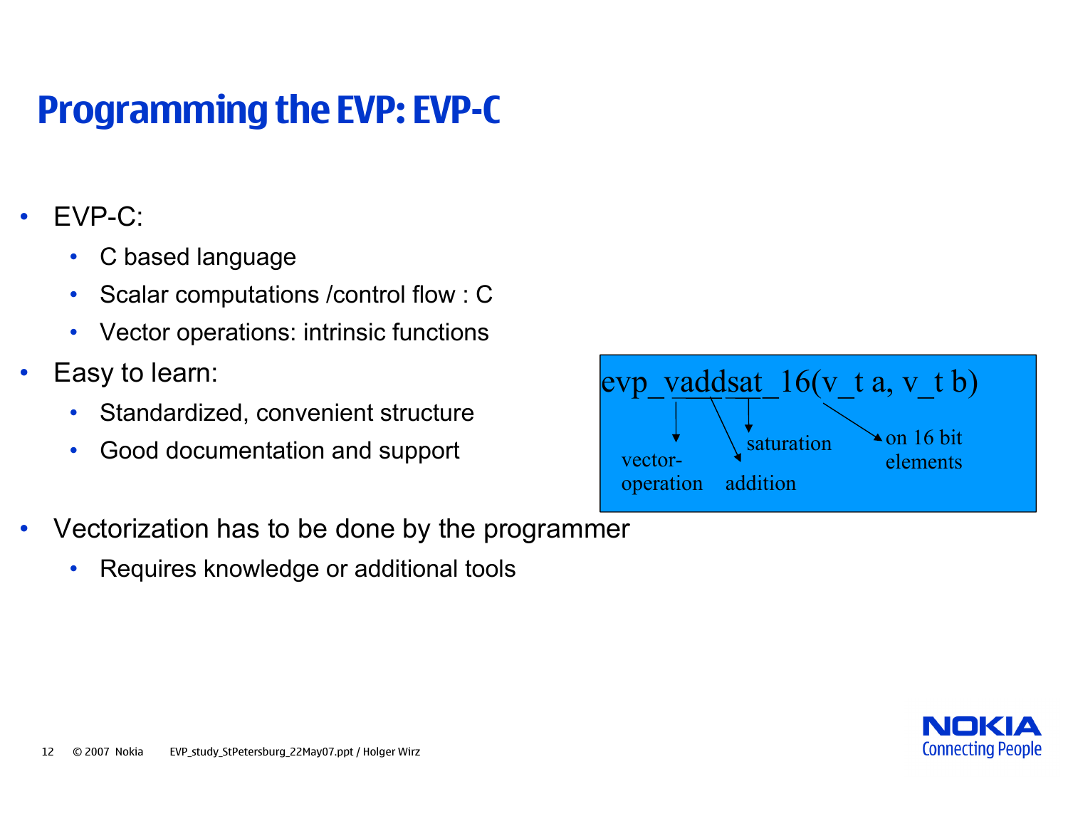# Programming the EVP: EVP-C

- EVP-C:
  - C based language
  - Scalar computations /control flow : C
  - Vector operations: intrinsic functions
- Easy to learn:
  - Standardized, convenient structure
  - Good documentation and support
- Vectorization has to be done by the programmer
  - Requires knowledge or additional tools

```
evp_vaddsat_16(v_t a, v_t b)
```

- v → vector-operation
- add → addition
- sat → saturation
- 16 → on 16 bit elements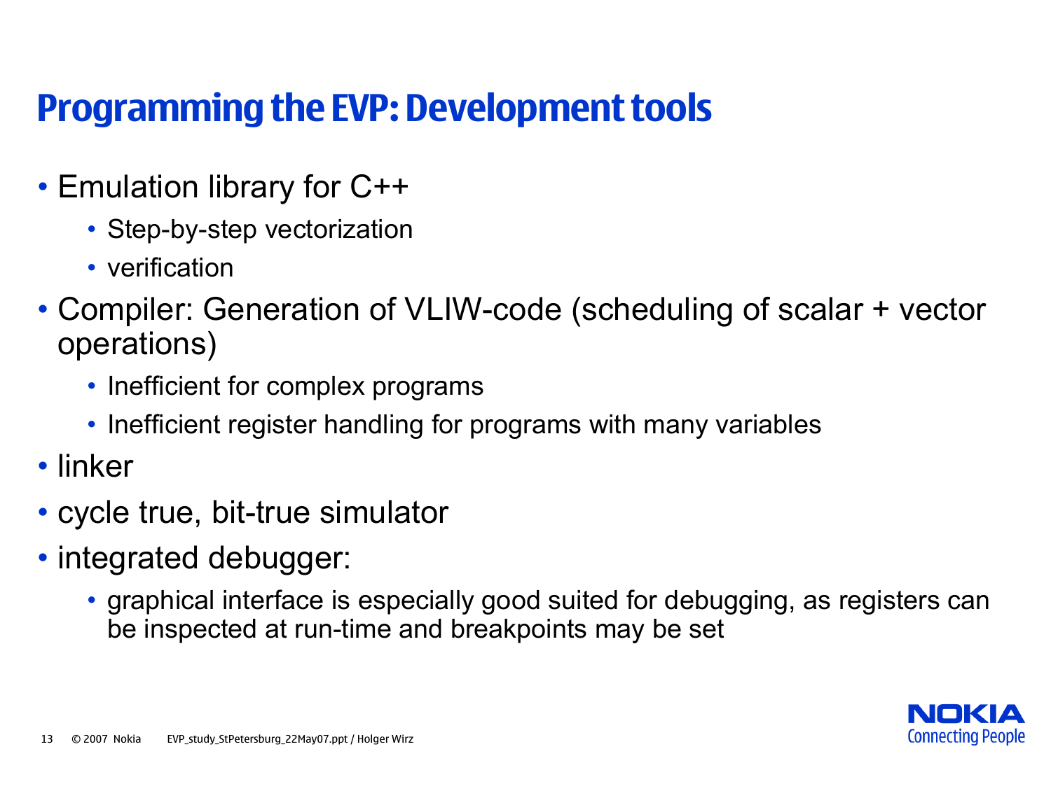# Programming the EVP: Development tools

- Emulation library for C++
  - Step-by-step vectorization
  - verification
- Compiler: Generation of VLIW-code (scheduling of scalar + vector operations)
  - Inefficient for complex programs
  - Inefficient register handling for programs with many variables
- linker
- cycle true, bit-true simulator
- integrated debugger:
  - graphical interface is especially good suited for debugging, as registers can be inspected at run-time and breakpoints may be set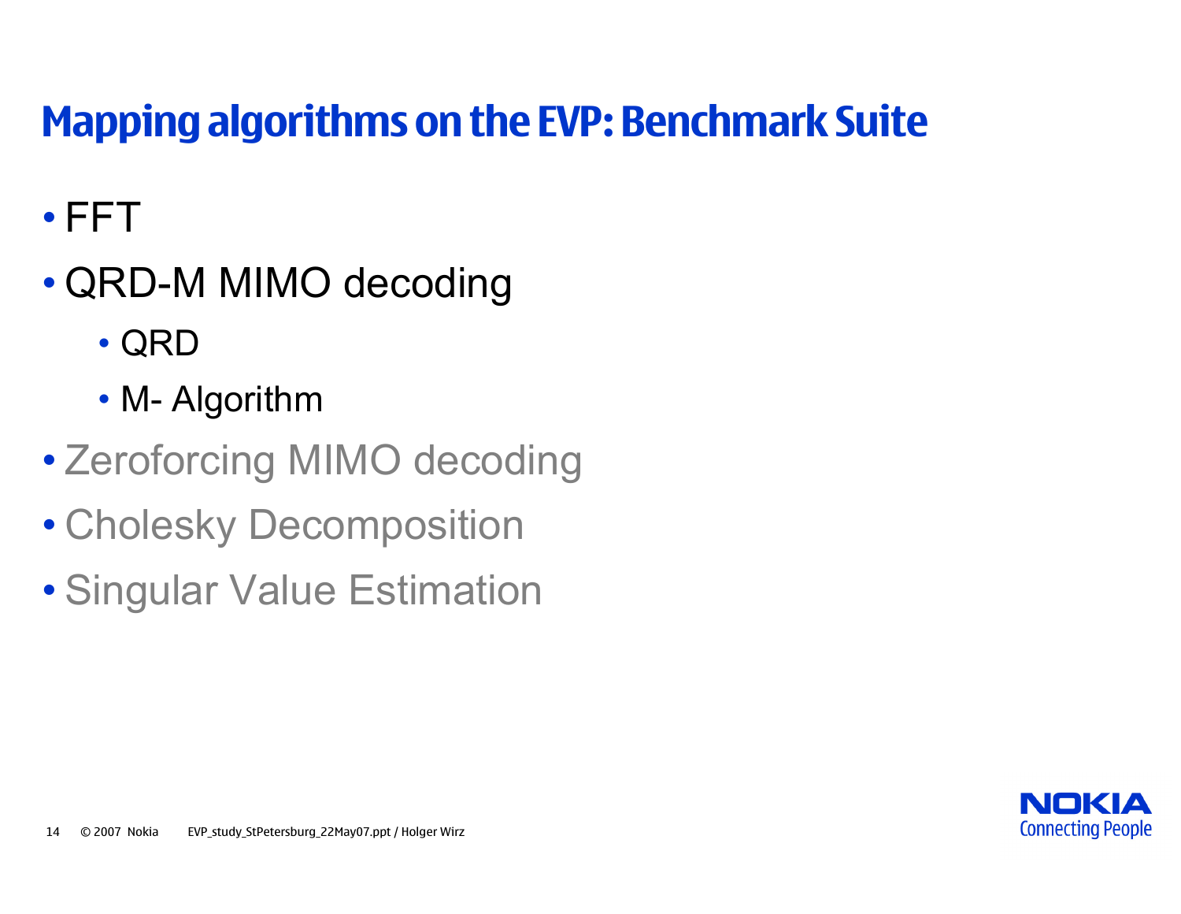# Mapping algorithms on the EVP: Benchmark Suite

- FFT
- QRD-M MIMO decoding
  - QRD
  - M- Algorithm
- Zeroforcing MIMO decoding
- Cholesky Decomposition
- Singular Value Estimation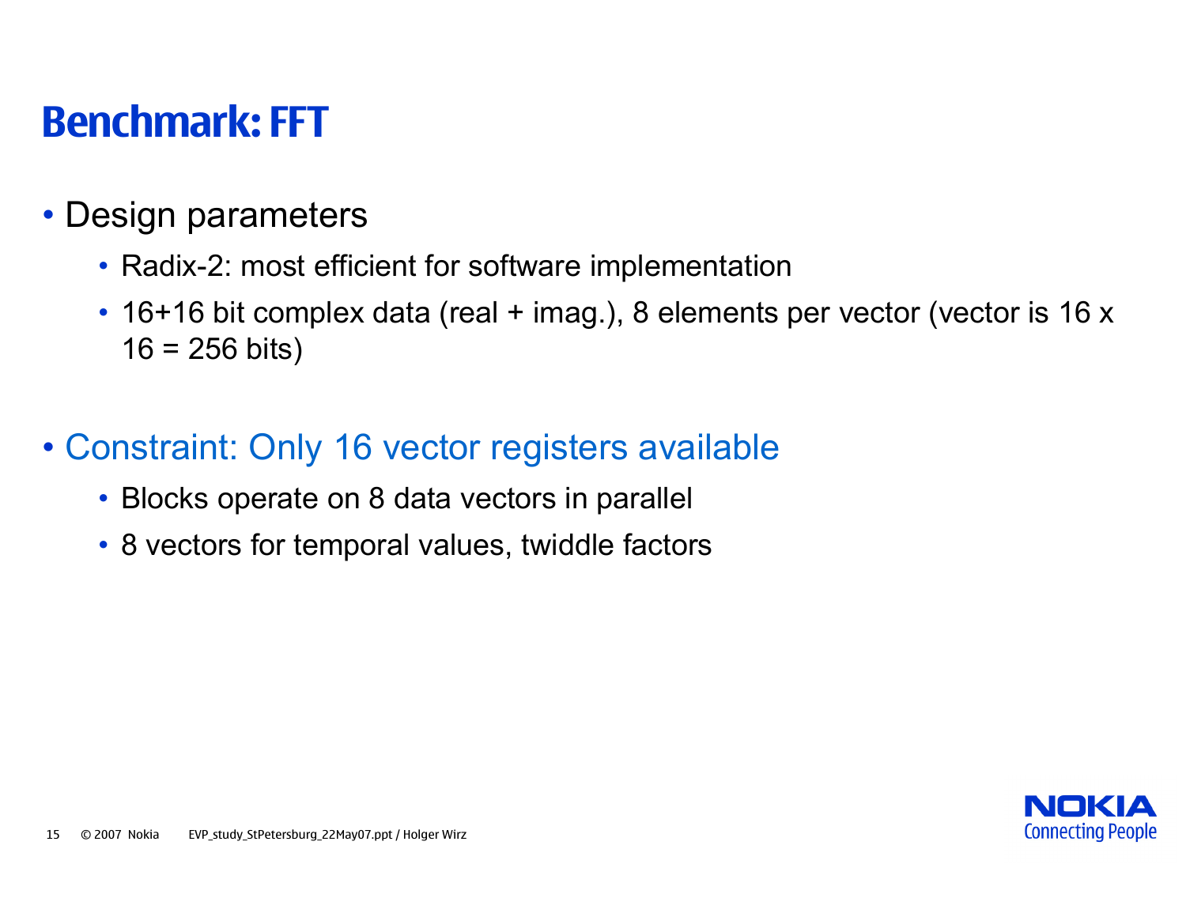# Benchmark: FFT

- Design parameters
  - Radix-2: most efficient for software implementation
  - 16+16 bit complex data (real + imag.), 8 elements per vector (vector is 16 x 16 = 256 bits)

- Constraint: Only 16 vector registers available
  - Blocks operate on 8 data vectors in parallel
  - 8 vectors for temporal values, twiddle factors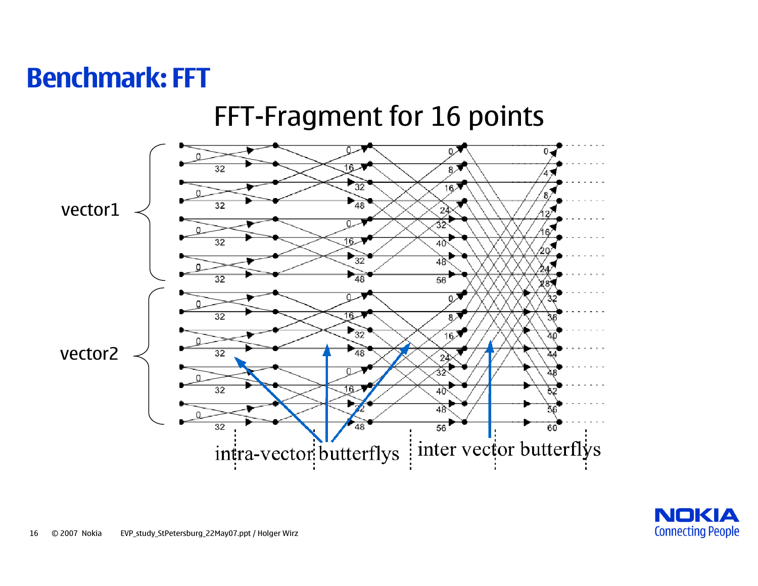# Benchmark: FFT

## FFT-Fragment for 16 points

vector1

vector2

intra-vector butterflys

inter vector butterflys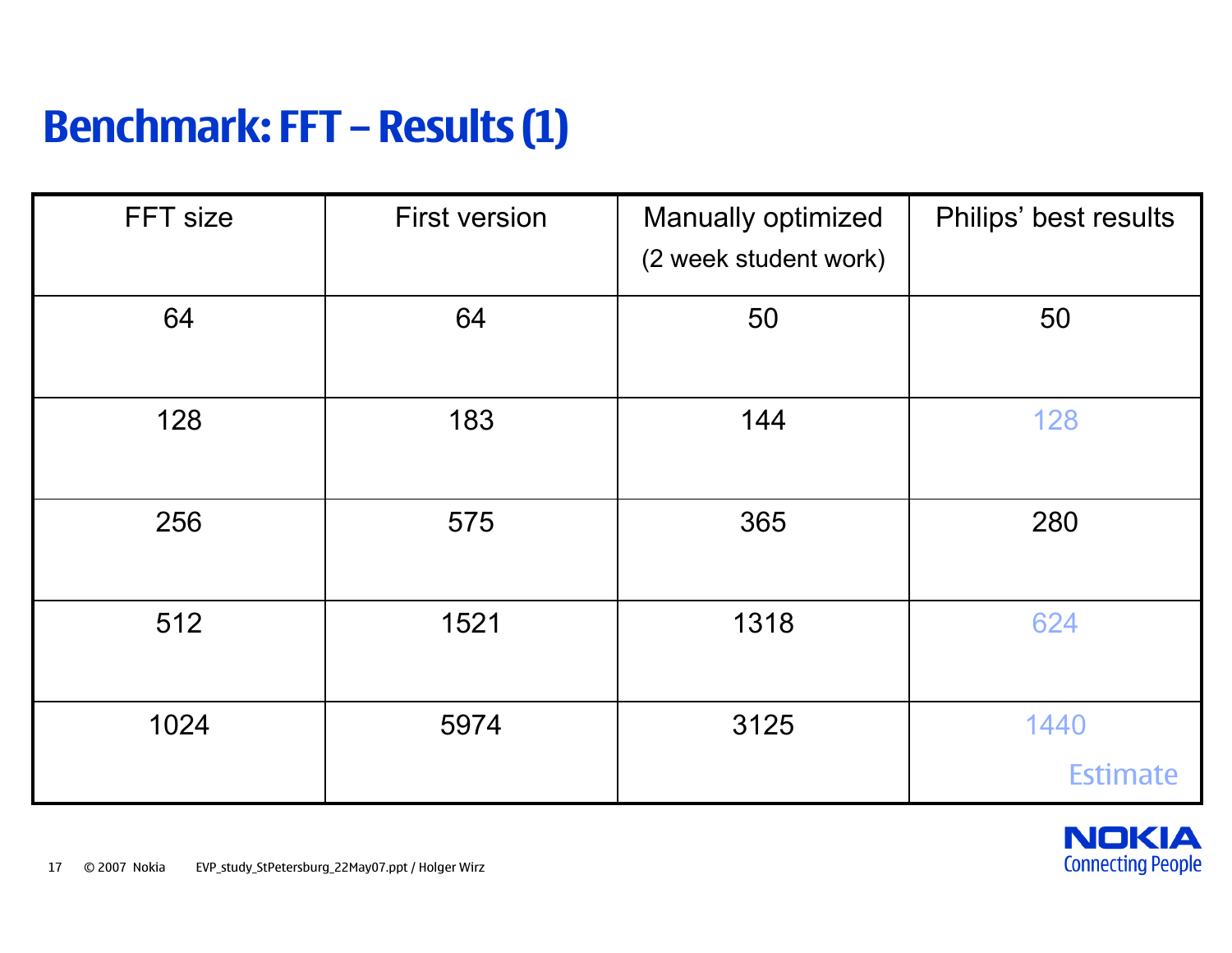# Benchmark: FFT – Results (1)

| FFT size | First version | Manually optimized (2 week student work) | Philips' best results |
|---|---|---|---|
| 64 | 64 | 50 | 50 |
| 128 | 183 | 144 | 128 |
| 256 | 575 | 365 | 280 |
| 512 | 1521 | 1318 | 624 |
| 1024 | 5974 | 3125 | 1440 Estimate |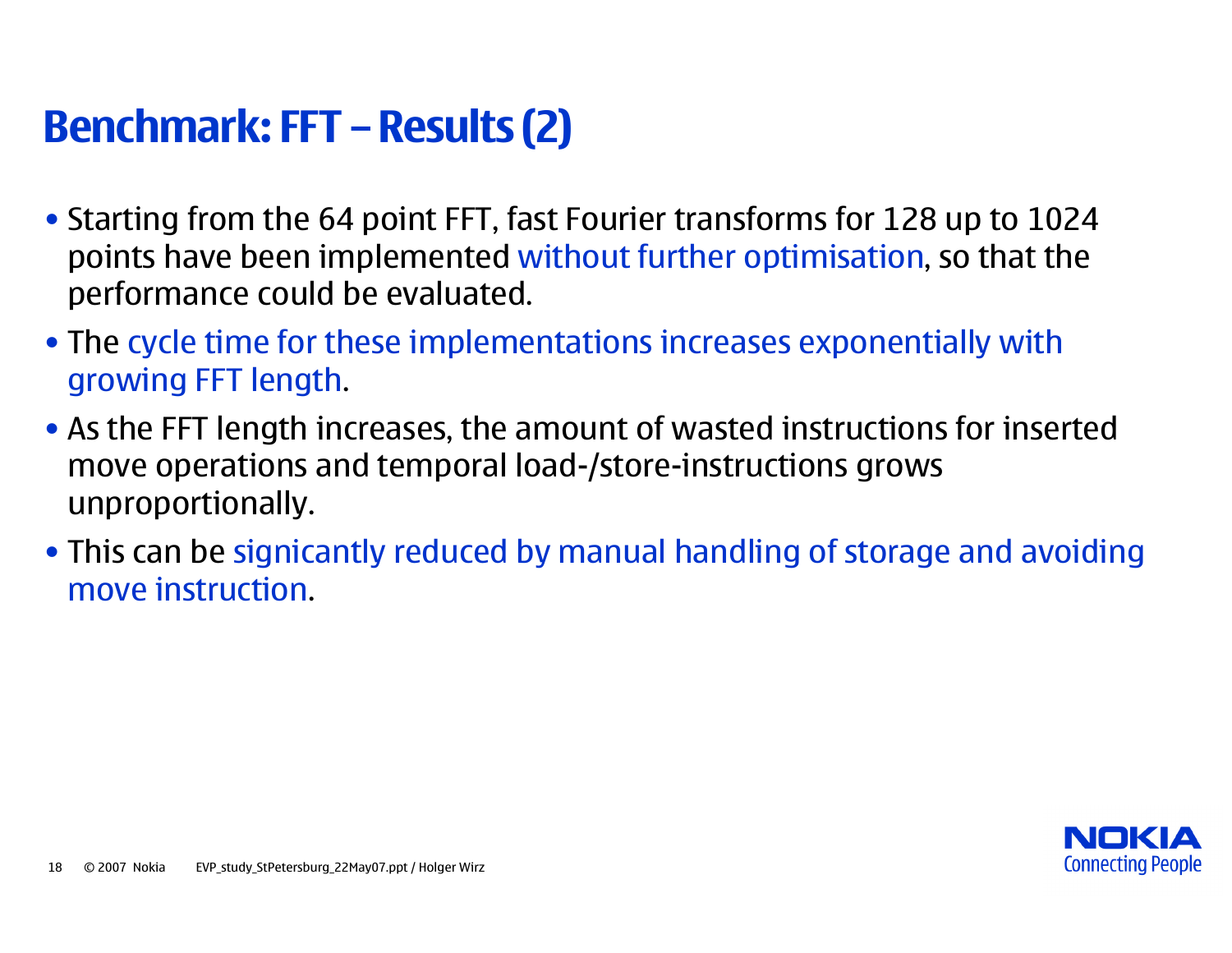# Benchmark: FFT – Results (2)

- Starting from the 64 point FFT, fast Fourier transforms for 128 up to 1024 points have been implemented without further optimisation, so that the performance could be evaluated.
- The cycle time for these implementations increases exponentially with growing FFT length.
- As the FFT length increases, the amount of wasted instructions for inserted move operations and temporal load-/store-instructions grows unproportionally.
- This can be signicantly reduced by manual handling of storage and avoiding move instruction.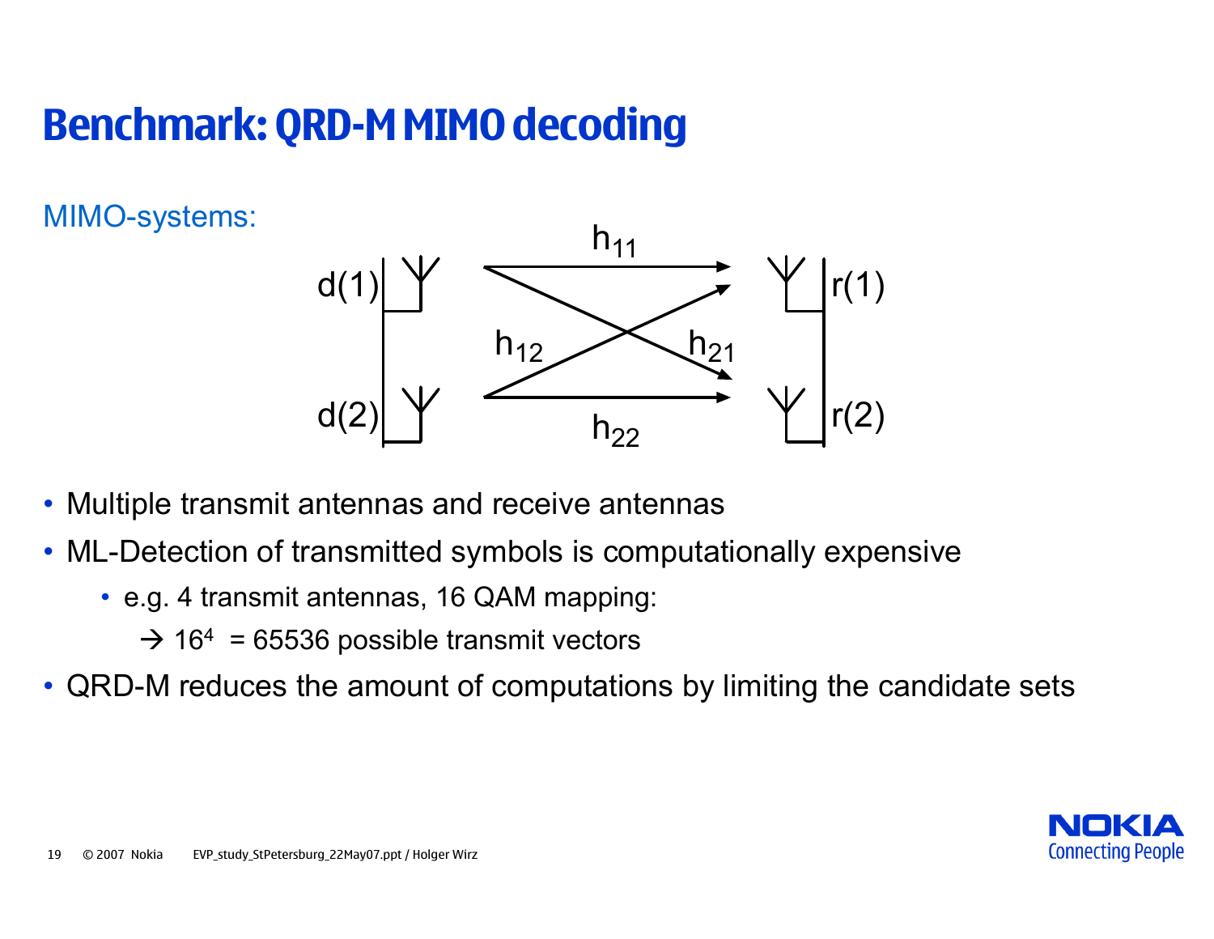# Benchmark: QRD-M MIMO decoding

MIMO-systems:

- Multiple transmit antennas and receive antennas
- ML-Detection of transmitted symbols is computationally expensive
  - e.g. 4 transmit antennas, 16 QAM mapping:

    → $16^4$ = 65536 possible transmit vectors
- QRD-M reduces the amount of computations by limiting the candidate sets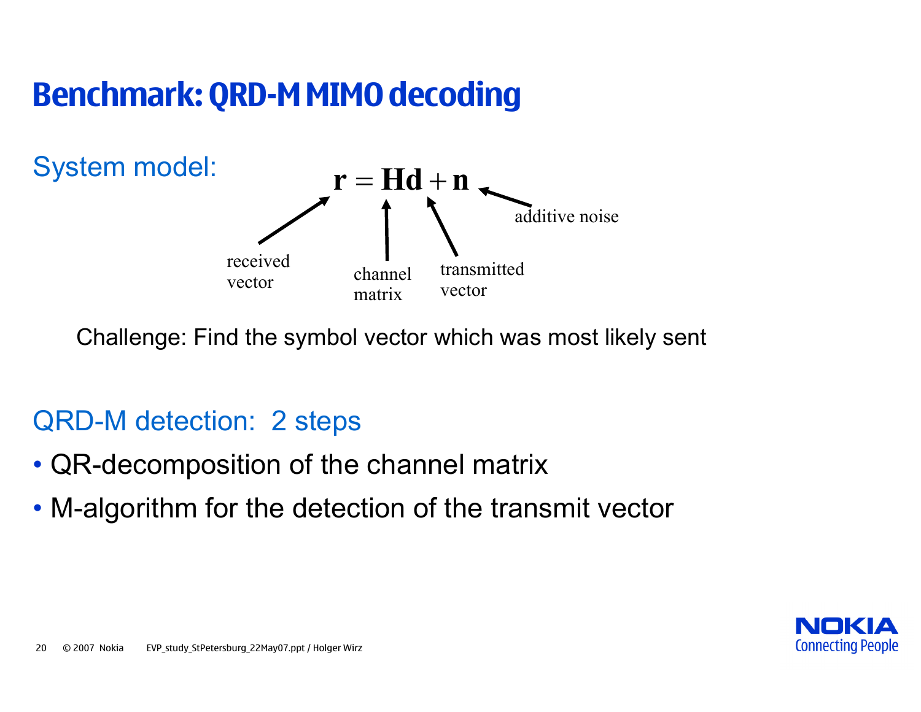# Benchmark: QRD-M MIMO decoding

System model:

$$\mathbf{r} = \mathbf{H}\mathbf{d} + \mathbf{n}$$

received vector, channel matrix, transmitted vector, additive noise

Challenge: Find the symbol vector which was most likely sent

QRD-M detection: 2 steps

- QR-decomposition of the channel matrix
- M-algorithm for the detection of the transmit vector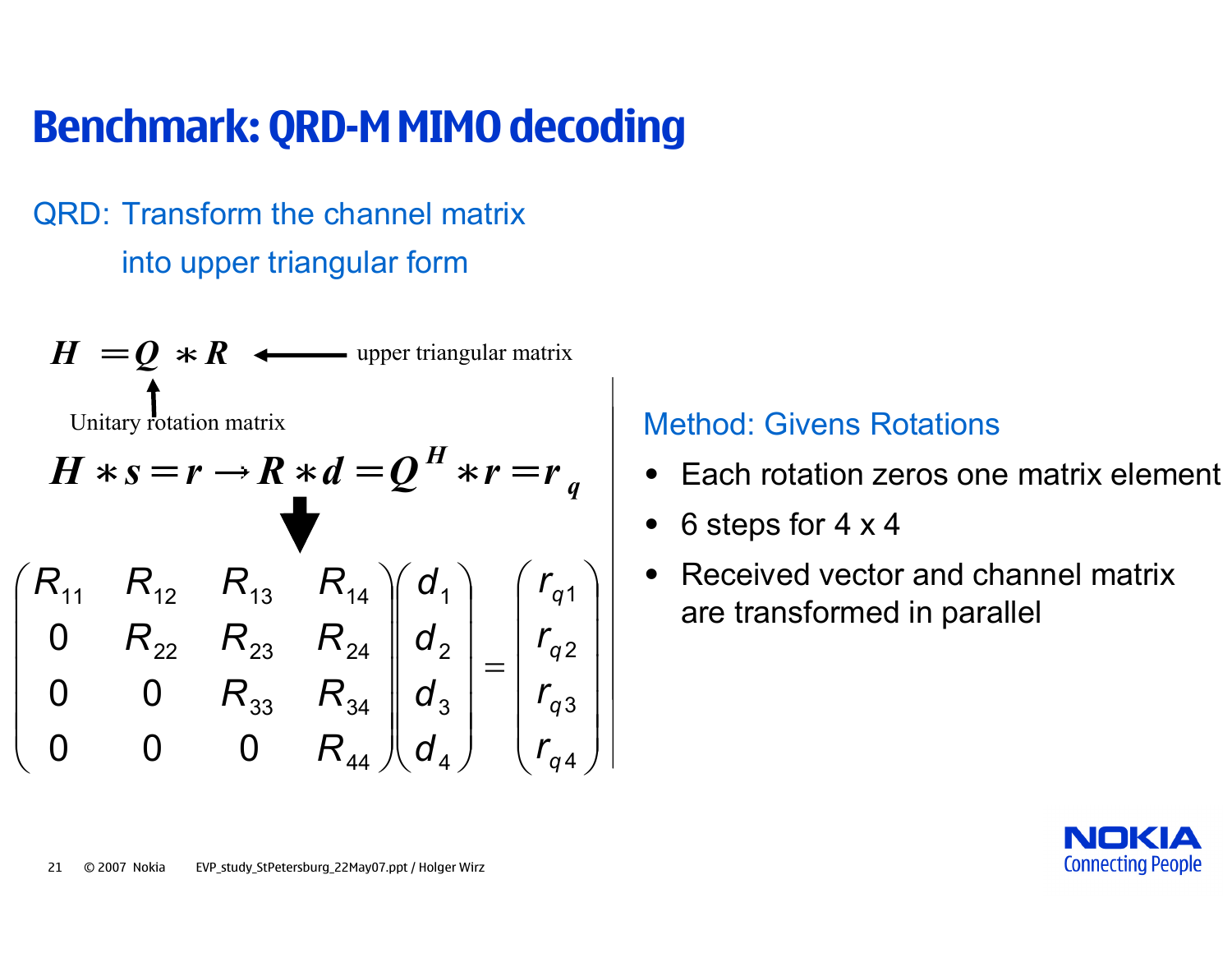# Benchmark: QRD-M MIMO decoding

QRD: Transform the channel matrix into upper triangular form

$$H = Q * R$$

$Q$: Unitary rotation matrix

$R$: upper triangular matrix

$$H * s = r \rightarrow R * d = Q^H * r = r_q$$

$$\begin{pmatrix} R_{11} & R_{12} & R_{13} & R_{14} \\ 0 & R_{22} & R_{23} & R_{24} \\ 0 & 0 & R_{33} & R_{34} \\ 0 & 0 & 0 & R_{44} \end{pmatrix} \begin{pmatrix} d_1 \\ d_2 \\ d_3 \\ d_4 \end{pmatrix} = \begin{pmatrix} r_{q1} \\ r_{q2} \\ r_{q3} \\ r_{q4} \end{pmatrix}$$

Method: Givens Rotations

- Each rotation zeros one matrix element
- 6 steps for 4 x 4
- Received vector and channel matrix are transformed in parallel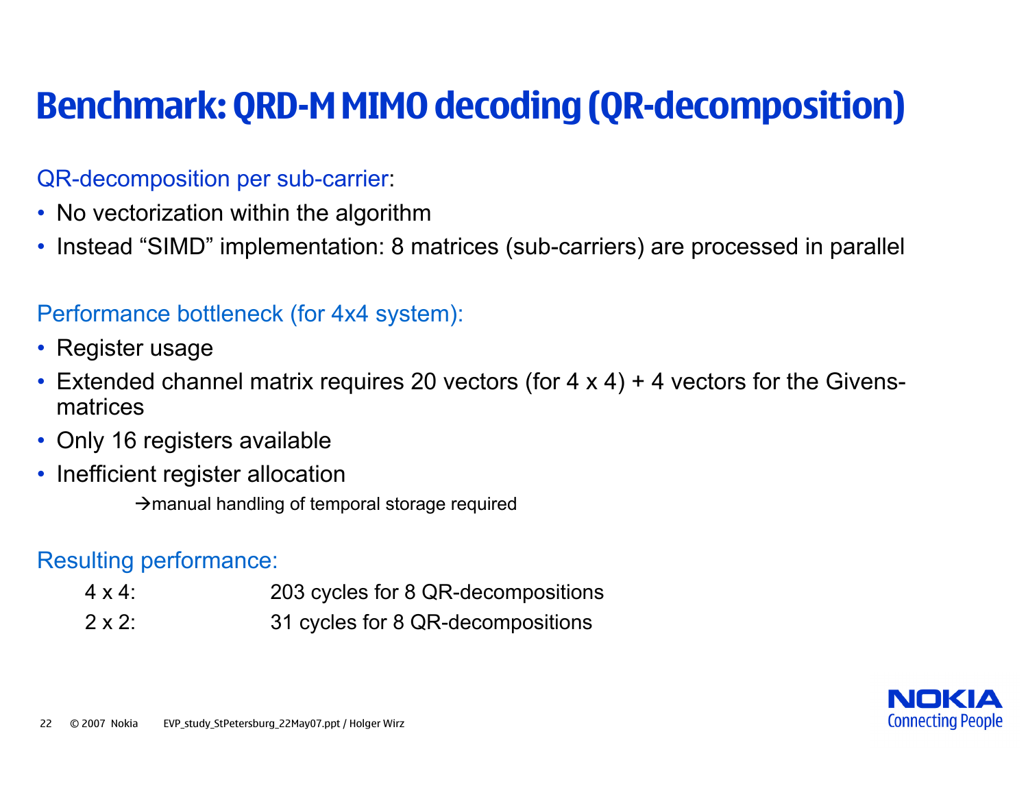# Benchmark: QRD-M MIMO decoding (QR-decomposition)

QR-decomposition per sub-carrier:

- No vectorization within the algorithm
- Instead “SIMD” implementation: 8 matrices (sub-carriers) are processed in parallel

Performance bottleneck (for 4x4 system):

- Register usage
- Extended channel matrix requires 20 vectors (for 4 x 4) + 4 vectors for the Givens-matrices
- Only 16 registers available
- Inefficient register allocation

  →manual handling of temporal storage required

Resulting performance:

| | |
|---|---|
| 4 x 4: | 203 cycles for 8 QR-decompositions |
| 2 x 2: | 31 cycles for 8 QR-decompositions |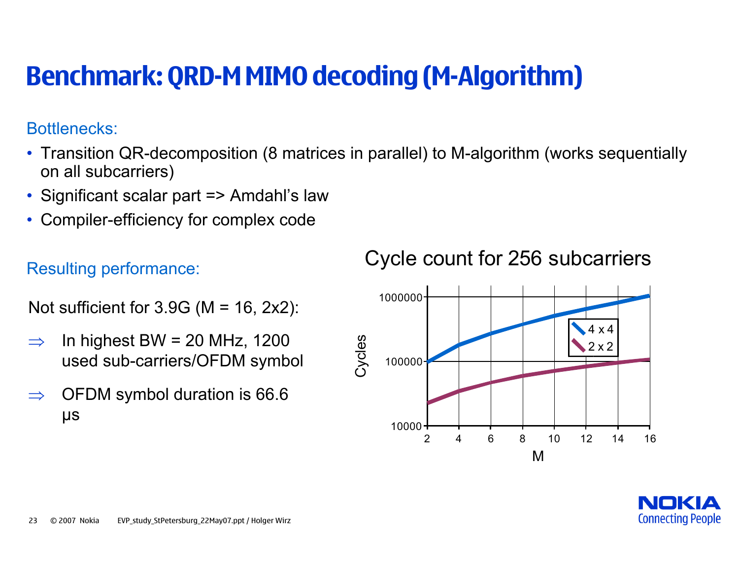# Benchmark: QRD-M MIMO decoding (M-Algorithm)

Bottlenecks:

- Transition QR-decomposition (8 matrices in parallel) to M-algorithm (works sequentially on all subcarriers)
- Significant scalar part => Amdahl's law
- Compiler-efficiency for complex code

Resulting performance:

Not sufficient for 3.9G (M = 16, 2x2):

⇒ In highest BW = 20 MHz, 1200 used sub-carriers/OFDM symbol

⇒ OFDM symbol duration is 66.6 μs

Cycle count for 256 subcarriers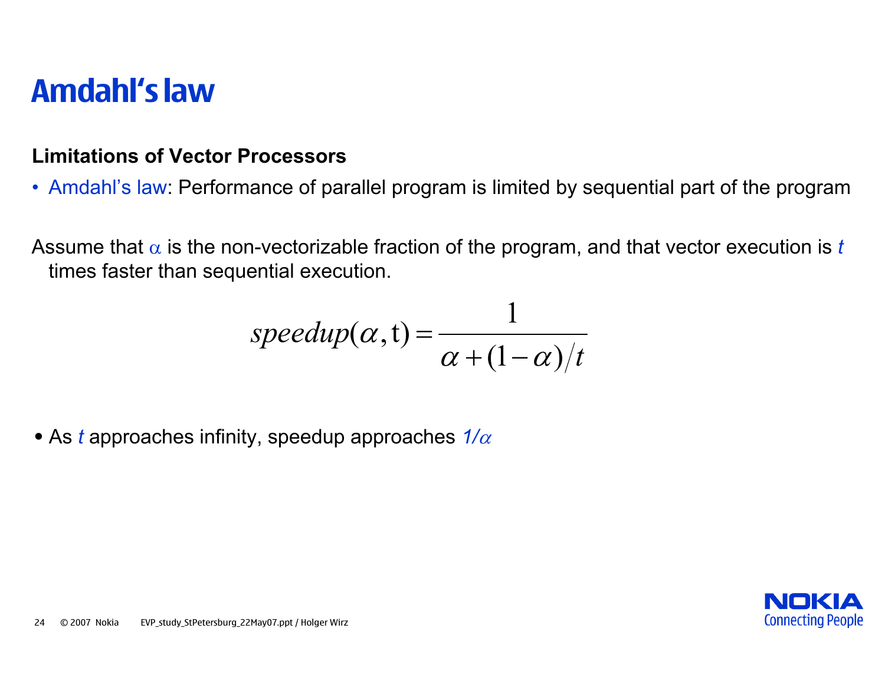# Amdahl's law

**Limitations of Vector Processors**

- Amdahl's law: Performance of parallel program is limited by sequential part of the program

Assume that $\alpha$ is the non-vectorizable fraction of the program, and that vector execution is $t$ times faster than sequential execution.

$$speedup(\alpha, \mathrm{t}) = \frac{1}{\alpha + (1-\alpha)/t}$$

- As $t$ approaches infinity, speedup approaches $1/\alpha$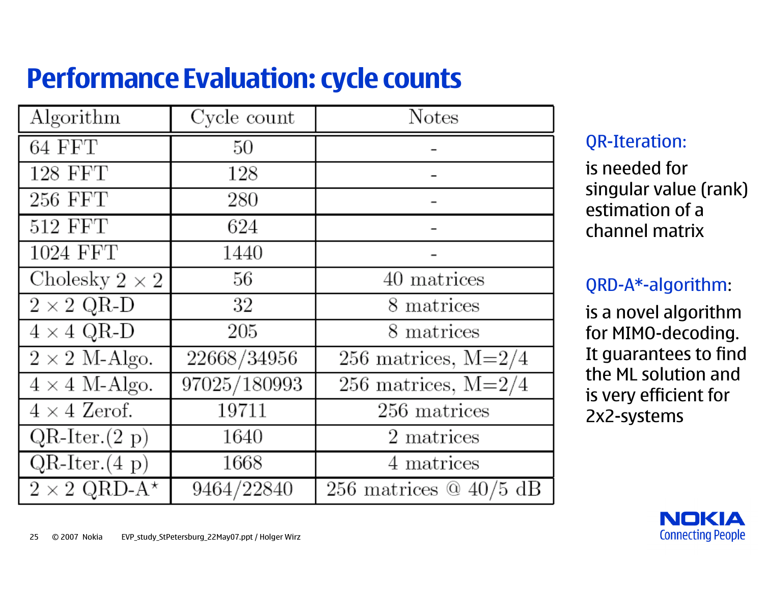# Performance Evaluation: cycle counts

| Algorithm | Cycle count | Notes |
|---|---|---|
| 64 FFT | 50 | - |
| 128 FFT | 128 | - |
| 256 FFT | 280 | - |
| 512 FFT | 624 | - |
| 1024 FFT | 1440 | - |
| Cholesky $2 \times 2$ | 56 | 40 matrices |
| $2 \times 2$ QR-D | 32 | 8 matrices |
| $4 \times 4$ QR-D | 205 | 8 matrices |
| $2 \times 2$ M-Algo. | 22668/34956 | 256 matrices, M=2/4 |
| $4 \times 4$ M-Algo. | 97025/180993 | 256 matrices, M=2/4 |
| $4 \times 4$ Zerof. | 19711 | 256 matrices |
| QR-Iter.(2 p) | 1640 | 2 matrices |
| QR-Iter.(4 p) | 1668 | 4 matrices |
| $2 \times 2$ QRD-A$^\star$ | 9464/22840 | 256 matrices @ 40/5 dB |

QR-Iteration:

is needed for singular value (rank) estimation of a channel matrix

QRD-A*-algorithm:

is a novel algorithm for MIMO-decoding. It guarantees to find the ML solution and is very efficient for 2x2-systems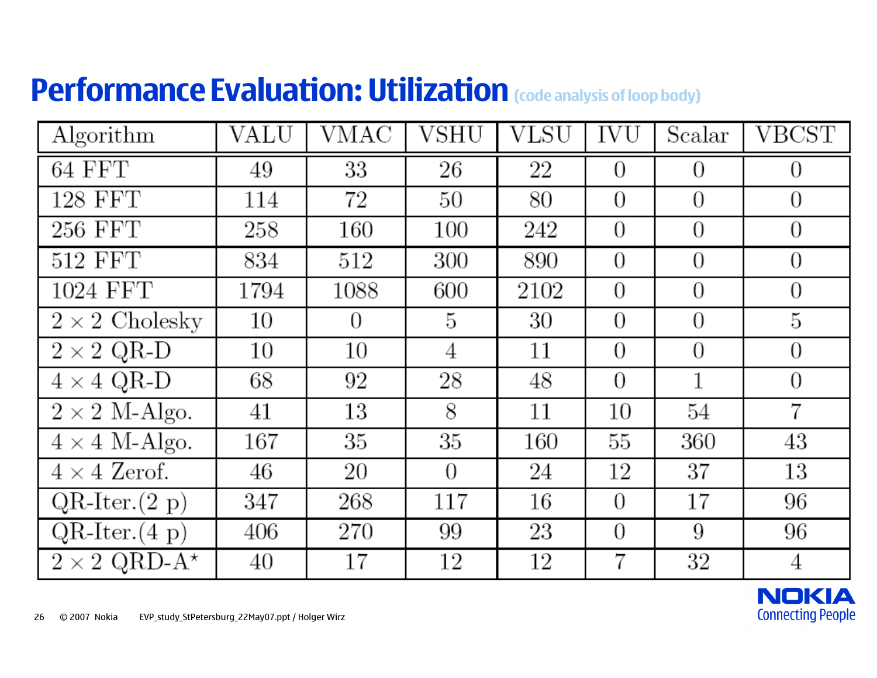# Performance Evaluation: Utilization (code analysis of loop body)

| Algorithm | VALU | VMAC | VSHU | VLSU | IVU | Scalar | VBCST |
|---|---|---|---|---|---|---|---|
| 64 FFT | 49 | 33 | 26 | 22 | 0 | 0 | 0 |
| 128 FFT | 114 | 72 | 50 | 80 | 0 | 0 | 0 |
| 256 FFT | 258 | 160 | 100 | 242 | 0 | 0 | 0 |
| 512 FFT | 834 | 512 | 300 | 890 | 0 | 0 | 0 |
| 1024 FFT | 1794 | 1088 | 600 | 2102 | 0 | 0 | 0 |
| $2 \times 2$ Cholesky | 10 | 0 | 5 | 30 | 0 | 0 | 5 |
| $2 \times 2$ QR-D | 10 | 10 | 4 | 11 | 0 | 0 | 0 |
| $4 \times 4$ QR-D | 68 | 92 | 28 | 48 | 0 | 1 | 0 |
| $2 \times 2$ M-Algo. | 41 | 13 | 8 | 11 | 10 | 54 | 7 |
| $4 \times 4$ M-Algo. | 167 | 35 | 35 | 160 | 55 | 360 | 43 |
| $4 \times 4$ Zerof. | 46 | 20 | 0 | 24 | 12 | 37 | 13 |
| QR-Iter.(2 p) | 347 | 268 | 117 | 16 | 0 | 17 | 96 |
| QR-Iter.(4 p) | 406 | 270 | 99 | 23 | 0 | 9 | 96 |
| $2 \times 2$ QRD-A$^{\star}$ | 40 | 17 | 12 | 12 | 7 | 32 | 4 |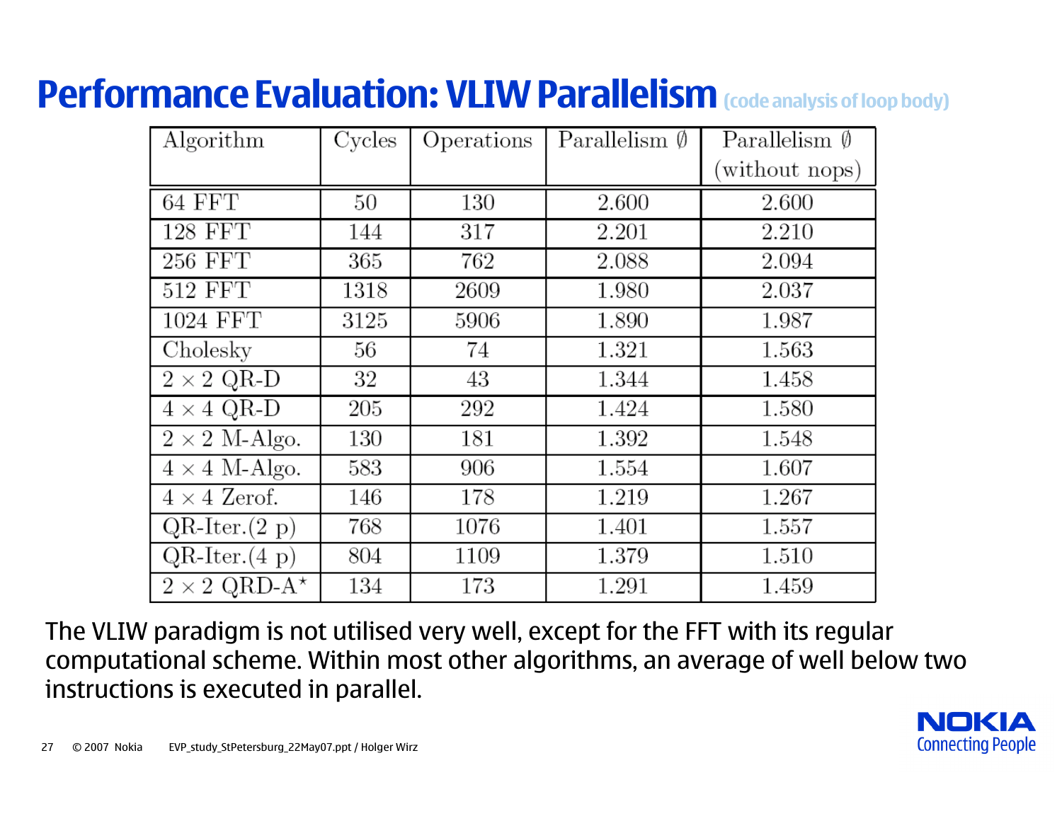# Performance Evaluation: VLIW Parallelism (code analysis of loop body)

| Algorithm | Cycles | Operations | Parallelism ∅ | Parallelism ∅ (without nops) |
|---|---|---|---|---|
| 64 FFT | 50 | 130 | 2.600 | 2.600 |
| 128 FFT | 144 | 317 | 2.201 | 2.210 |
| 256 FFT | 365 | 762 | 2.088 | 2.094 |
| 512 FFT | 1318 | 2609 | 1.980 | 2.037 |
| 1024 FFT | 3125 | 5906 | 1.890 | 1.987 |
| Cholesky | 56 | 74 | 1.321 | 1.563 |
| $2 \times 2$ QR-D | 32 | 43 | 1.344 | 1.458 |
| $4 \times 4$ QR-D | 205 | 292 | 1.424 | 1.580 |
| $2 \times 2$ M-Algo. | 130 | 181 | 1.392 | 1.548 |
| $4 \times 4$ M-Algo. | 583 | 906 | 1.554 | 1.607 |
| $4 \times 4$ Zerof. | 146 | 178 | 1.219 | 1.267 |
| QR-Iter.(2 p) | 768 | 1076 | 1.401 | 1.557 |
| QR-Iter.(4 p) | 804 | 1109 | 1.379 | 1.510 |
| $2 \times 2$ QRD-A$^{\star}$ | 134 | 173 | 1.291 | 1.459 |

The VLIW paradigm is not utilised very well, except for the FFT with its regular computational scheme. Within most other algorithms, an average of well below two instructions is executed in parallel.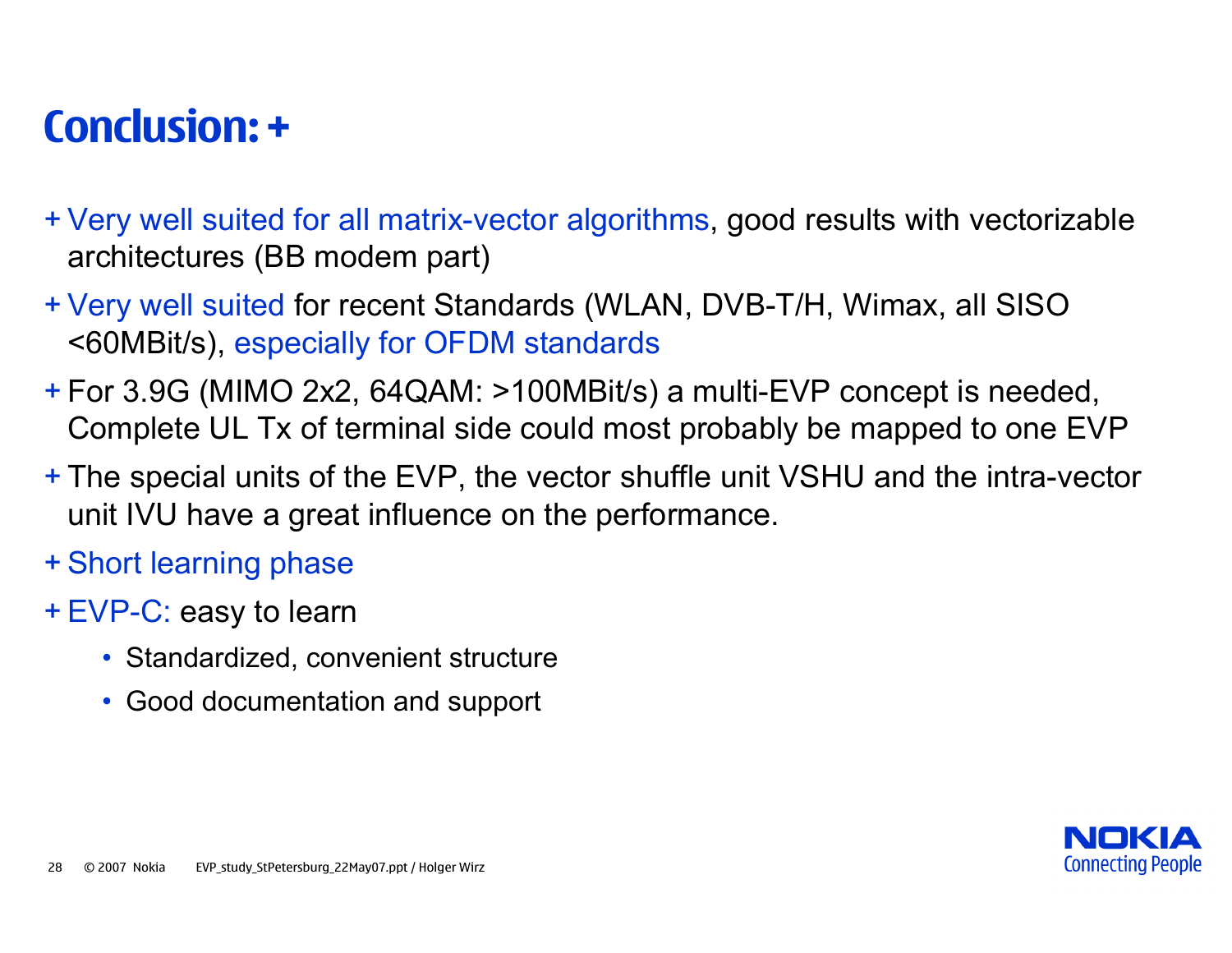# Conclusion: +

- + Very well suited for all matrix-vector algorithms, good results with vectorizable architectures (BB modem part)
- + Very well suited for recent Standards (WLAN, DVB-T/H, Wimax, all SISO <60MBit/s), especially for OFDM standards
- + For 3.9G (MIMO 2x2, 64QAM: >100MBit/s) a multi-EVP concept is needed, Complete UL Tx of terminal side could most probably be mapped to one EVP
- + The special units of the EVP, the vector shuffle unit VSHU and the intra-vector unit IVU have a great influence on the performance.
- + Short learning phase
- + EVP-C: easy to learn
  - Standardized, convenient structure
  - Good documentation and support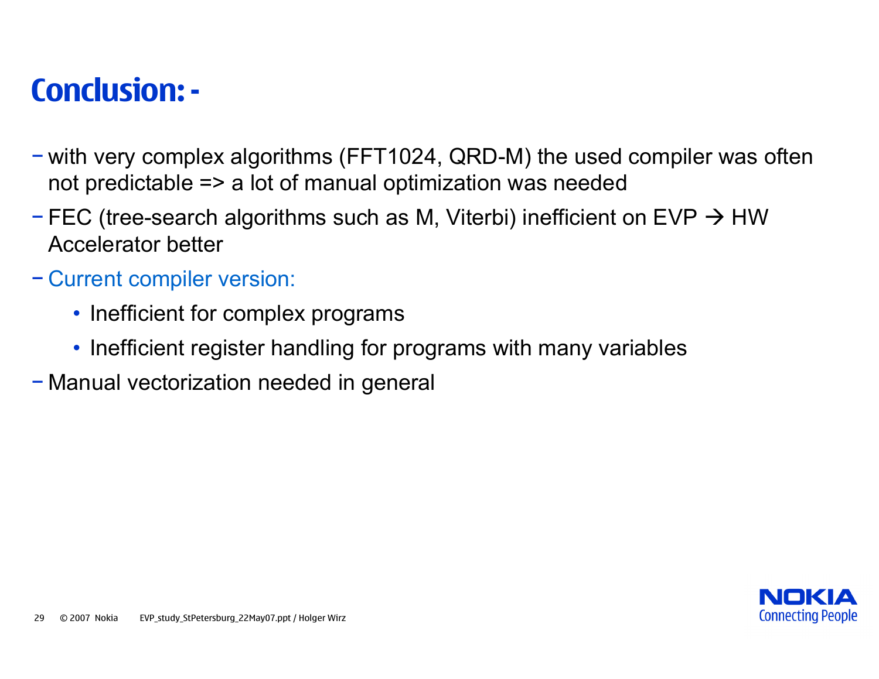# Conclusion: -

- with very complex algorithms (FFT1024, QRD-M) the used compiler was often not predictable => a lot of manual optimization was needed
- FEC (tree-search algorithms such as M, Viterbi) inefficient on EVP → HW Accelerator better
- Current compiler version:
  - Inefficient for complex programs
  - Inefficient register handling for programs with many variables
- Manual vectorization needed in general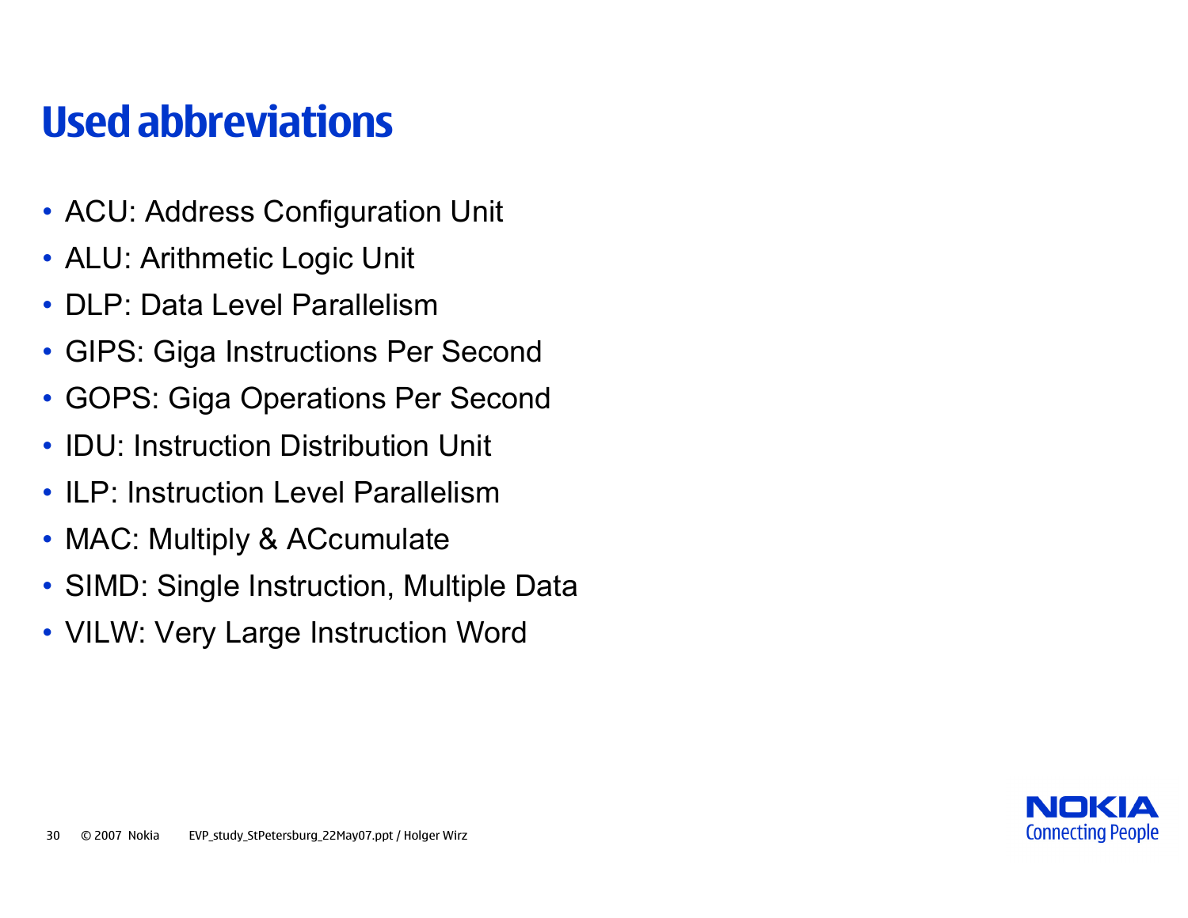# Used abbreviations

- ACU: Address Configuration Unit
- ALU: Arithmetic Logic Unit
- DLP: Data Level Parallelism
- GIPS: Giga Instructions Per Second
- GOPS: Giga Operations Per Second
- IDU: Instruction Distribution Unit
- ILP: Instruction Level Parallelism
- MAC: Multiply & ACcumulate
- SIMD: Single Instruction, Multiple Data
- VILW: Very Large Instruction Word